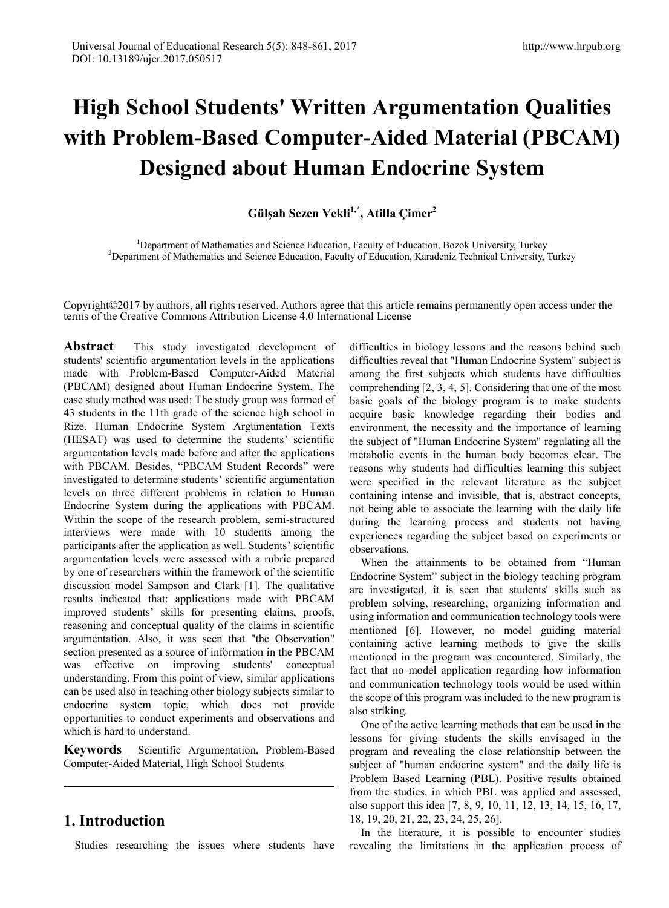# High School Students' Written Argumentation Qualities with Problem-Based Computer-Aided Material (PBCAM) Designed about Human Endocrine System

**Gülşah Sezen Vekli[1,*], Atilla Çimer[2]**

[1]Department of Mathematics and Science Education, Faculty of Education, Bozok University, Turkey
[2]Department of Mathematics and Science Education, Faculty of Education, Karadeniz Technical University, Turkey

Copyright©2017 by authors, all rights reserved. Authors agree that this article remains permanently open access under the terms of the Creative Commons Attribution License 4.0 International License

**Abstract** This study investigated development of students' scientific argumentation levels in the applications made with Problem-Based Computer-Aided Material (PBCAM) designed about Human Endocrine System. The case study method was used: The study group was formed of 43 students in the 11th grade of the science high school in Rize. Human Endocrine System Argumentation Texts (HESAT) was used to determine the students' scientific argumentation levels made before and after the applications with PBCAM. Besides, "PBCAM Student Records" were investigated to determine students' scientific argumentation levels on three different problems in relation to Human Endocrine System during the applications with PBCAM. Within the scope of the research problem, semi-structured interviews were made with 10 students among the participants after the application as well. Students' scientific argumentation levels were assessed with a rubric prepared by one of researchers within the framework of the scientific discussion model Sampson and Clark [1]. The qualitative results indicated that: applications made with PBCAM improved students' skills for presenting claims, proofs, reasoning and conceptual quality of the claims in scientific argumentation. Also, it was seen that "the Observation" section presented as a source of information in the PBCAM was effective on improving students' conceptual understanding. From this point of view, similar applications can be used also in teaching other biology subjects similar to endocrine system topic, which does not provide opportunities to conduct experiments and observations and which is hard to understand.

**Keywords** Scientific Argumentation, Problem-Based Computer-Aided Material, High School Students

## 1. Introduction

Studies researching the issues where students have difficulties in biology lessons and the reasons behind such difficulties reveal that "Human Endocrine System" subject is among the first subjects which students have difficulties comprehending [2, 3, 4, 5]. Considering that one of the most basic goals of the biology program is to make students acquire basic knowledge regarding their bodies and environment, the necessity and the importance of learning the subject of "Human Endocrine System" regulating all the metabolic events in the human body becomes clear. The reasons why students had difficulties learning this subject were specified in the relevant literature as the subject containing intense and invisible, that is, abstract concepts, not being able to associate the learning with the daily life during the learning process and students not having experiences regarding the subject based on experiments or observations.

When the attainments to be obtained from "Human Endocrine System" subject in the biology teaching program are investigated, it is seen that students' skills such as problem solving, researching, organizing information and using information and communication technology tools were mentioned [6]. However, no model guiding material containing active learning methods to give the skills mentioned in the program was encountered. Similarly, the fact that no model application regarding how information and communication technology tools would be used within the scope of this program was included to the new program is also striking.

One of the active learning methods that can be used in the lessons for giving students the skills envisaged in the program and revealing the close relationship between the subject of "human endocrine system" and the daily life is Problem Based Learning (PBL). Positive results obtained from the studies, in which PBL was applied and assessed, also support this idea [7, 8, 9, 10, 11, 12, 13, 14, 15, 16, 17, 18, 19, 20, 21, 22, 23, 24, 25, 26].

In the literature, it is possible to encounter studies revealing the limitations in the application process of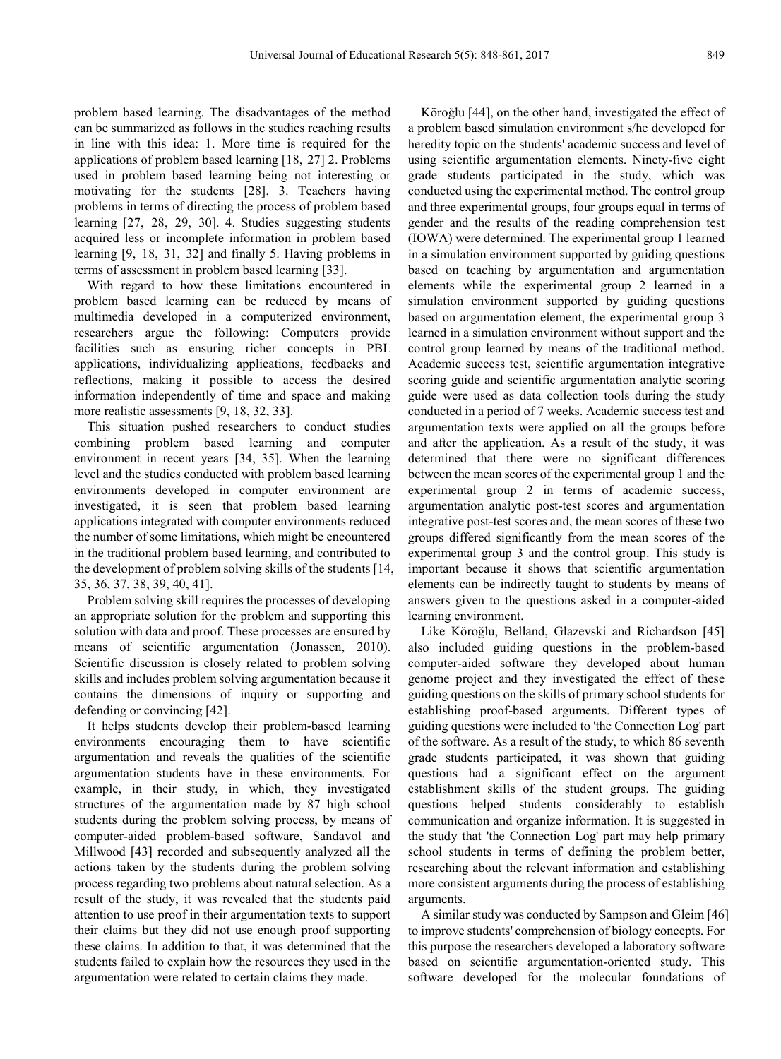problem based learning. The disadvantages of the method can be summarized as follows in the studies reaching results in line with this idea: 1. More time is required for the applications of problem based learning [18, 27] 2. Problems used in problem based learning being not interesting or motivating for the students [28]. 3. Teachers having problems in terms of directing the process of problem based learning [27, 28, 29, 30]. 4. Studies suggesting students acquired less or incomplete information in problem based learning [9, 18, 31, 32] and finally 5. Having problems in terms of assessment in problem based learning [33].

With regard to how these limitations encountered in problem based learning can be reduced by means of multimedia developed in a computerized environment, researchers argue the following: Computers provide facilities such as ensuring richer concepts in PBL applications, individualizing applications, feedbacks and reflections, making it possible to access the desired information independently of time and space and making more realistic assessments [9, 18, 32, 33].

This situation pushed researchers to conduct studies combining problem based learning and computer environment in recent years [34, 35]. When the learning level and the studies conducted with problem based learning environments developed in computer environment are investigated, it is seen that problem based learning applications integrated with computer environments reduced the number of some limitations, which might be encountered in the traditional problem based learning, and contributed to the development of problem solving skills of the students [14, 35, 36, 37, 38, 39, 40, 41].

Problem solving skill requires the processes of developing an appropriate solution for the problem and supporting this solution with data and proof. These processes are ensured by means of scientific argumentation (Jonassen, 2010). Scientific discussion is closely related to problem solving skills and includes problem solving argumentation because it contains the dimensions of inquiry or supporting and defending or convincing [42].

It helps students develop their problem-based learning environments encouraging them to have scientific argumentation and reveals the qualities of the scientific argumentation students have in these environments. For example, in their study, in which, they investigated structures of the argumentation made by 87 high school students during the problem solving process, by means of computer-aided problem-based software, Sandavol and Millwood [43] recorded and subsequently analyzed all the actions taken by the students during the problem solving process regarding two problems about natural selection. As a result of the study, it was revealed that the students paid attention to use proof in their argumentation texts to support their claims but they did not use enough proof supporting these claims. In addition to that, it was determined that the students failed to explain how the resources they used in the argumentation were related to certain claims they made.

Köroğlu [44], on the other hand, investigated the effect of a problem based simulation environment s/he developed for heredity topic on the students' academic success and level of using scientific argumentation elements. Ninety-five eight grade students participated in the study, which was conducted using the experimental method. The control group and three experimental groups, four groups equal in terms of gender and the results of the reading comprehension test (IOWA) were determined. The experimental group 1 learned in a simulation environment supported by guiding questions based on teaching by argumentation and argumentation elements while the experimental group 2 learned in a simulation environment supported by guiding questions based on argumentation element, the experimental group 3 learned in a simulation environment without support and the control group learned by means of the traditional method. Academic success test, scientific argumentation integrative scoring guide and scientific argumentation analytic scoring guide were used as data collection tools during the study conducted in a period of 7 weeks. Academic success test and argumentation texts were applied on all the groups before and after the application. As a result of the study, it was determined that there were no significant differences between the mean scores of the experimental group 1 and the experimental group 2 in terms of academic success, argumentation analytic post-test scores and argumentation integrative post-test scores and, the mean scores of these two groups differed significantly from the mean scores of the experimental group 3 and the control group. This study is important because it shows that scientific argumentation elements can be indirectly taught to students by means of answers given to the questions asked in a computer-aided learning environment.

Like Köroğlu, Belland, Glazevski and Richardson [45] also included guiding questions in the problem-based computer-aided software they developed about human genome project and they investigated the effect of these guiding questions on the skills of primary school students for establishing proof-based arguments. Different types of guiding questions were included to 'the Connection Log' part of the software. As a result of the study, to which 86 seventh grade students participated, it was shown that guiding questions had a significant effect on the argument establishment skills of the student groups. The guiding questions helped students considerably to establish communication and organize information. It is suggested in the study that 'the Connection Log' part may help primary school students in terms of defining the problem better, researching about the relevant information and establishing more consistent arguments during the process of establishing arguments.

A similar study was conducted by Sampson and Gleim [46] to improve students' comprehension of biology concepts. For this purpose the researchers developed a laboratory software based on scientific argumentation-oriented study. This software developed for the molecular foundations of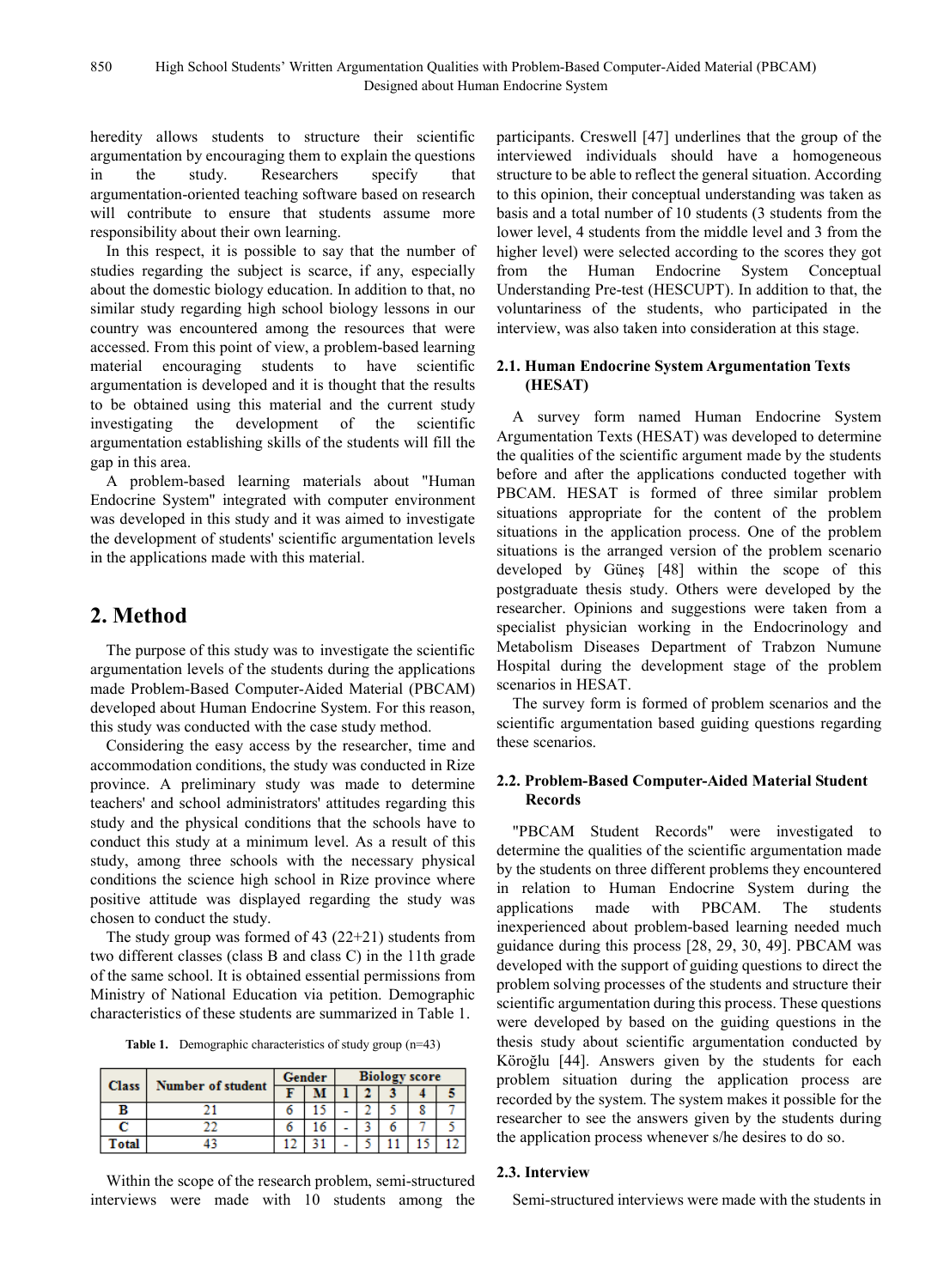heredity allows students to structure their scientific argumentation by encouraging them to explain the questions in the study. Researchers specify that argumentation-oriented teaching software based on research will contribute to ensure that students assume more responsibility about their own learning.

In this respect, it is possible to say that the number of studies regarding the subject is scarce, if any, especially about the domestic biology education. In addition to that, no similar study regarding high school biology lessons in our country was encountered among the resources that were accessed. From this point of view, a problem-based learning material encouraging students to have scientific argumentation is developed and it is thought that the results to be obtained using this material and the current study investigating the development of the scientific argumentation establishing skills of the students will fill the gap in this area.

A problem-based learning materials about "Human Endocrine System" integrated with computer environment was developed in this study and it was aimed to investigate the development of students' scientific argumentation levels in the applications made with this material.

## 2. Method

The purpose of this study was to investigate the scientific argumentation levels of the students during the applications made Problem-Based Computer-Aided Material (PBCAM) developed about Human Endocrine System. For this reason, this study was conducted with the case study method.

Considering the easy access by the researcher, time and accommodation conditions, the study was conducted in Rize province. A preliminary study was made to determine teachers' and school administrators' attitudes regarding this study and the physical conditions that the schools have to conduct this study at a minimum level. As a result of this study, among three schools with the necessary physical conditions the science high school in Rize province where positive attitude was displayed regarding the study was chosen to conduct the study.

The study group was formed of 43 (22+21) students from two different classes (class B and class C) in the 11th grade of the same school. It is obtained essential permissions from Ministry of National Education via petition. Demographic characteristics of these students are summarized in Table 1.

**Table 1.** Demographic characteristics of study group (n=43)

| Class | Number of student | Gender | | Biology score | | | | |
|---|---|---|---|---|---|---|---|---|
| | | F | M | 1 | 2 | 3 | 4 | 5 |
| B | 21 | 6 | 15 | - | 2 | 5 | 8 | 7 |
| C | 22 | 6 | 16 | - | 3 | 6 | 7 | 5 |
| Total | 43 | 12 | 31 | - | 5 | 11 | 15 | 12 |

Within the scope of the research problem, semi-structured interviews were made with 10 students among the participants. Creswell [47] underlines that the group of the interviewed individuals should have a homogeneous structure to be able to reflect the general situation. According to this opinion, their conceptual understanding was taken as basis and a total number of 10 students (3 students from the lower level, 4 students from the middle level and 3 from the higher level) were selected according to the scores they got from the Human Endocrine System Conceptual Understanding Pre-test (HESCUPT). In addition to that, the voluntariness of the students, who participated in the interview, was also taken into consideration at this stage.

### 2.1. Human Endocrine System Argumentation Texts (HESAT)

A survey form named Human Endocrine System Argumentation Texts (HESAT) was developed to determine the qualities of the scientific argument made by the students before and after the applications conducted together with PBCAM. HESAT is formed of three similar problem situations appropriate for the content of the problem situations in the application process. One of the problem situations is the arranged version of the problem scenario developed by Güneş [48] within the scope of this postgraduate thesis study. Others were developed by the researcher. Opinions and suggestions were taken from a specialist physician working in the Endocrinology and Metabolism Diseases Department of Trabzon Numune Hospital during the development stage of the problem scenarios in HESAT.

The survey form is formed of problem scenarios and the scientific argumentation based guiding questions regarding these scenarios.

### 2.2. Problem-Based Computer-Aided Material Student Records

"PBCAM Student Records" were investigated to determine the qualities of the scientific argumentation made by the students on three different problems they encountered in relation to Human Endocrine System during the applications made with PBCAM. The students inexperienced about problem-based learning needed much guidance during this process [28, 29, 30, 49]. PBCAM was developed with the support of guiding questions to direct the problem solving processes of the students and structure their scientific argumentation during this process. These questions were developed by based on the guiding questions in the thesis study about scientific argumentation conducted by Köroğlu [44]. Answers given by the students for each problem situation during the application process are recorded by the system. The system makes it possible for the researcher to see the answers given by the students during the application process whenever s/he desires to do so.

### 2.3. Interview

Semi-structured interviews were made with the students in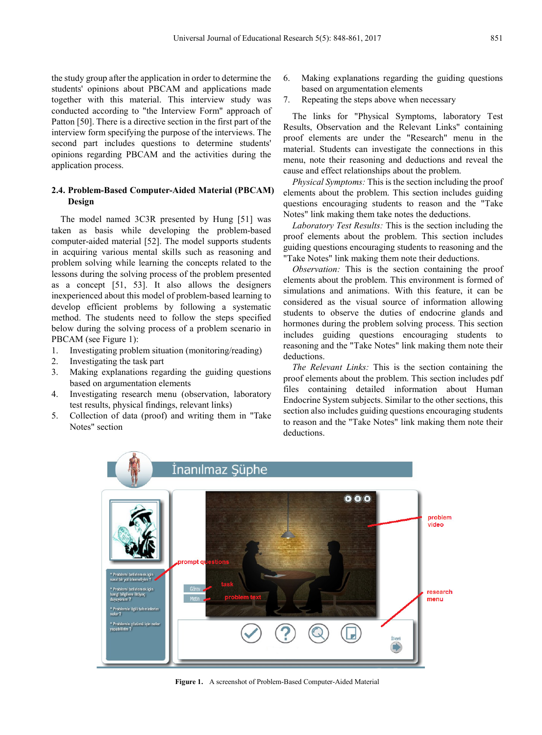the study group after the application in order to determine the students' opinions about PBCAM and applications made together with this material. This interview study was conducted according to "the Interview Form" approach of Patton [50]. There is a directive section in the first part of the interview form specifying the purpose of the interviews. The second part includes questions to determine students' opinions regarding PBCAM and the activities during the application process.

### 2.4. Problem-Based Computer-Aided Material (PBCAM) Design

The model named 3C3R presented by Hung [51] was taken as basis while developing the problem-based computer-aided material [52]. The model supports students in acquiring various mental skills such as reasoning and problem solving while learning the concepts related to the lessons during the solving process of the problem presented as a concept [51, 53]. It also allows the designers inexperienced about this model of problem-based learning to develop efficient problems by following a systematic method. The students need to follow the steps specified below during the solving process of a problem scenario in PBCAM (see Figure 1):

1. Investigating problem situation (monitoring/reading)
2. Investigating the task part
3. Making explanations regarding the guiding questions based on argumentation elements
4. Investigating research menu (observation, laboratory test results, physical findings, relevant links)
5. Collection of data (proof) and writing them in "Take Notes" section
6. Making explanations regarding the guiding questions based on argumentation elements
7. Repeating the steps above when necessary

The links for "Physical Symptoms, laboratory Test Results, Observation and the Relevant Links" containing proof elements are under the "Research" menu in the material. Students can investigate the connections in this menu, note their reasoning and deductions and reveal the cause and effect relationships about the problem.

*Physical Symptoms:* This is the section including the proof elements about the problem. This section includes guiding questions encouraging students to reason and the "Take Notes" link making them take notes the deductions.

*Laboratory Test Results:* This is the section including the proof elements about the problem. This section includes guiding questions encouraging students to reasoning and the "Take Notes" link making them note their deductions.

*Observation:* This is the section containing the proof elements about the problem. This environment is formed of simulations and animations. With this feature, it can be considered as the visual source of information allowing students to observe the duties of endocrine glands and hormones during the problem solving process. This section includes guiding questions encouraging students to reasoning and the "Take Notes" link making them note their deductions.

*The Relevant Links:* This is the section containing the proof elements about the problem. This section includes pdf files containing detailed information about Human Endocrine System subjects. Similar to the other sections, this section also includes guiding questions encouraging students to reason and the "Take Notes" link making them note their deductions.

**Figure 1.** A screenshot of Problem-Based Computer-Aided Material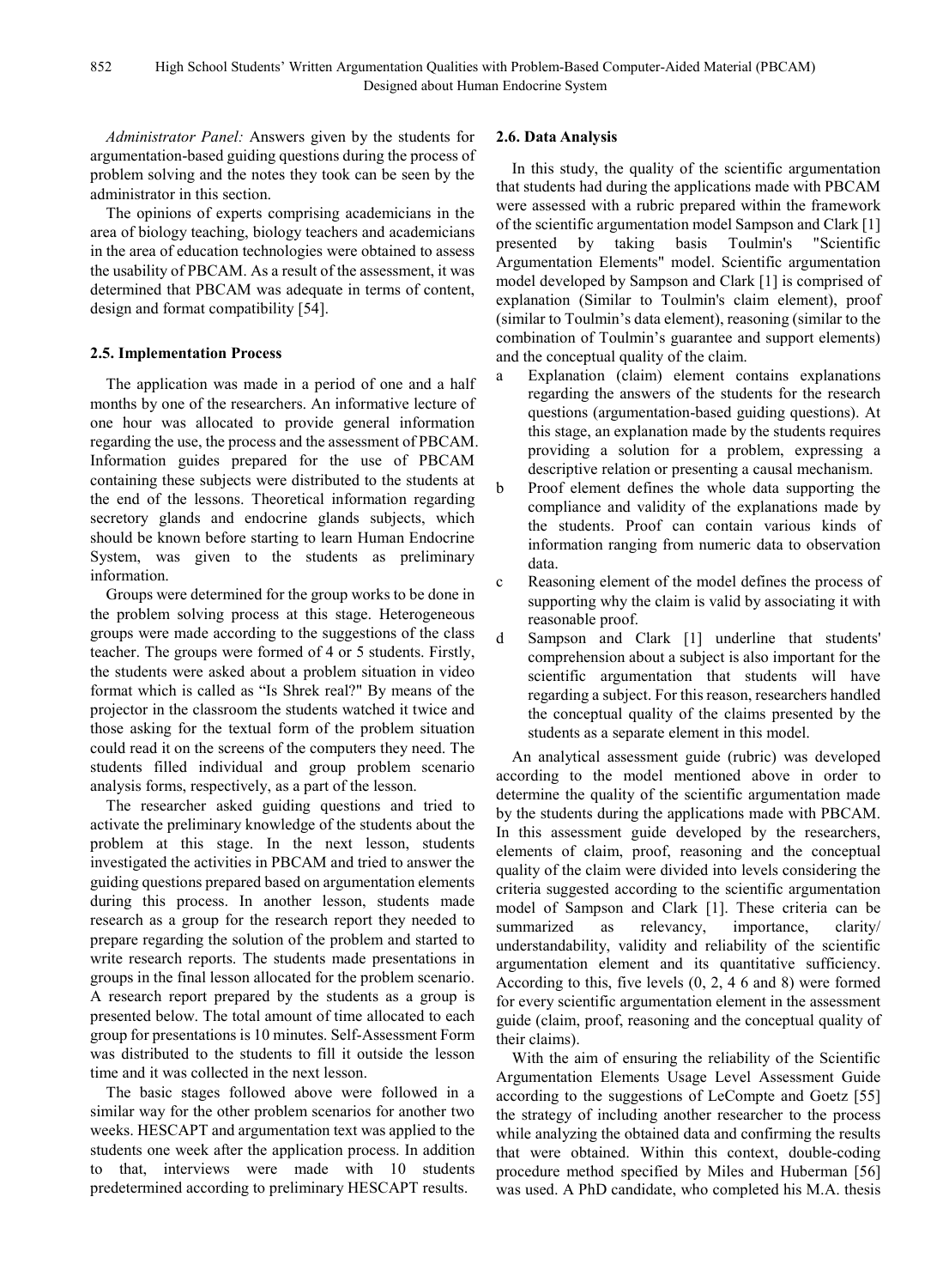*Administrator Panel:* Answers given by the students for argumentation-based guiding questions during the process of problem solving and the notes they took can be seen by the administrator in this section.

The opinions of experts comprising academicians in the area of biology teaching, biology teachers and academicians in the area of education technologies were obtained to assess the usability of PBCAM. As a result of the assessment, it was determined that PBCAM was adequate in terms of content, design and format compatibility [54].

### 2.5. Implementation Process

The application was made in a period of one and a half months by one of the researchers. An informative lecture of one hour was allocated to provide general information regarding the use, the process and the assessment of PBCAM. Information guides prepared for the use of PBCAM containing these subjects were distributed to the students at the end of the lessons. Theoretical information regarding secretory glands and endocrine glands subjects, which should be known before starting to learn Human Endocrine System, was given to the students as preliminary information.

Groups were determined for the group works to be done in the problem solving process at this stage. Heterogeneous groups were made according to the suggestions of the class teacher. The groups were formed of 4 or 5 students. Firstly, the students were asked about a problem situation in video format which is called as "Is Shrek real?" By means of the projector in the classroom the students watched it twice and those asking for the textual form of the problem situation could read it on the screens of the computers they need. The students filled individual and group problem scenario analysis forms, respectively, as a part of the lesson.

The researcher asked guiding questions and tried to activate the preliminary knowledge of the students about the problem at this stage. In the next lesson, students investigated the activities in PBCAM and tried to answer the guiding questions prepared based on argumentation elements during this process. In another lesson, students made research as a group for the research report they needed to prepare regarding the solution of the problem and started to write research reports. The students made presentations in groups in the final lesson allocated for the problem scenario. A research report prepared by the students as a group is presented below. The total amount of time allocated to each group for presentations is 10 minutes. Self-Assessment Form was distributed to the students to fill it outside the lesson time and it was collected in the next lesson.

The basic stages followed above were followed in a similar way for the other problem scenarios for another two weeks. HESCAPT and argumentation text was applied to the students one week after the application process. In addition to that, interviews were made with 10 students predetermined according to preliminary HESCAPT results.

### 2.6. Data Analysis

In this study, the quality of the scientific argumentation that students had during the applications made with PBCAM were assessed with a rubric prepared within the framework of the scientific argumentation model Sampson and Clark [1] presented by taking basis Toulmin's "Scientific Argumentation Elements" model. Scientific argumentation model developed by Sampson and Clark [1] is comprised of explanation (Similar to Toulmin's claim element), proof (similar to Toulmin's data element), reasoning (similar to the combination of Toulmin's guarantee and support elements) and the conceptual quality of the claim.

a. Explanation (claim) element contains explanations regarding the answers of the students for the research questions (argumentation-based guiding questions). At this stage, an explanation made by the students requires providing a solution for a problem, expressing a descriptive relation or presenting a causal mechanism.
b. Proof element defines the whole data supporting the compliance and validity of the explanations made by the students. Proof can contain various kinds of information ranging from numeric data to observation data.
c. Reasoning element of the model defines the process of supporting why the claim is valid by associating it with reasonable proof.
d. Sampson and Clark [1] underline that students' comprehension about a subject is also important for the scientific argumentation that students will have regarding a subject. For this reason, researchers handled the conceptual quality of the claims presented by the students as a separate element in this model.

An analytical assessment guide (rubric) was developed according to the model mentioned above in order to determine the quality of the scientific argumentation made by the students during the applications made with PBCAM. In this assessment guide developed by the researchers, elements of claim, proof, reasoning and the conceptual quality of the claim were divided into levels considering the criteria suggested according to the scientific argumentation model of Sampson and Clark [1]. These criteria can be summarized as relevancy, importance, clarity/ understandability, validity and reliability of the scientific argumentation element and its quantitative sufficiency. According to this, five levels (0, 2, 4 6 and 8) were formed for every scientific argumentation element in the assessment guide (claim, proof, reasoning and the conceptual quality of their claims).

With the aim of ensuring the reliability of the Scientific Argumentation Elements Usage Level Assessment Guide according to the suggestions of LeCompte and Goetz [55] the strategy of including another researcher to the process while analyzing the obtained data and confirming the results that were obtained. Within this context, double-coding procedure method specified by Miles and Huberman [56] was used. A PhD candidate, who completed his M.A. thesis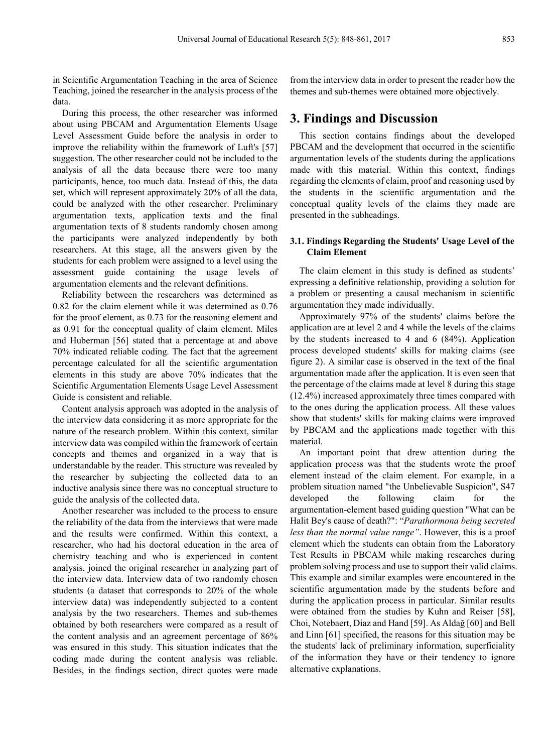in Scientific Argumentation Teaching in the area of Science Teaching, joined the researcher in the analysis process of the data.

During this process, the other researcher was informed about using PBCAM and Argumentation Elements Usage Level Assessment Guide before the analysis in order to improve the reliability within the framework of Luft's [57] suggestion. The other researcher could not be included to the analysis of all the data because there were too many participants, hence, too much data. Instead of this, the data set, which will represent approximately 20% of all the data, could be analyzed with the other researcher. Preliminary argumentation texts, application texts and the final argumentation texts of 8 students randomly chosen among the participants were analyzed independently by both researchers. At this stage, all the answers given by the students for each problem were assigned to a level using the assessment guide containing the usage levels of argumentation elements and the relevant definitions.

Reliability between the researchers was determined as 0.82 for the claim element while it was determined as 0.76 for the proof element, as 0.73 for the reasoning element and as 0.91 for the conceptual quality of claim element. Miles and Huberman [56] stated that a percentage at and above 70% indicated reliable coding. The fact that the agreement percentage calculated for all the scientific argumentation elements in this study are above 70% indicates that the Scientific Argumentation Elements Usage Level Assessment Guide is consistent and reliable.

Content analysis approach was adopted in the analysis of the interview data considering it as more appropriate for the nature of the research problem. Within this context, similar interview data was compiled within the framework of certain concepts and themes and organized in a way that is understandable by the reader. This structure was revealed by the researcher by subjecting the collected data to an inductive analysis since there was no conceptual structure to guide the analysis of the collected data.

Another researcher was included to the process to ensure the reliability of the data from the interviews that were made and the results were confirmed. Within this context, a researcher, who had his doctoral education in the area of chemistry teaching and who is experienced in content analysis, joined the original researcher in analyzing part of the interview data. Interview data of two randomly chosen students (a dataset that corresponds to 20% of the whole interview data) was independently subjected to a content analysis by the two researchers. Themes and sub-themes obtained by both researchers were compared as a result of the content analysis and an agreement percentage of 86% was ensured in this study. This situation indicates that the coding made during the content analysis was reliable. Besides, in the findings section, direct quotes were made from the interview data in order to present the reader how the themes and sub-themes were obtained more objectively.

## 3. Findings and Discussion

This section contains findings about the developed PBCAM and the development that occurred in the scientific argumentation levels of the students during the applications made with this material. Within this context, findings regarding the elements of claim, proof and reasoning used by the students in the scientific argumentation and the conceptual quality levels of the claims they made are presented in the subheadings.

### 3.1. Findings Regarding the Students' Usage Level of the Claim Element

The claim element in this study is defined as students' expressing a definitive relationship, providing a solution for a problem or presenting a causal mechanism in scientific argumentation they made individually.

Approximately 97% of the students' claims before the application are at level 2 and 4 while the levels of the claims by the students increased to 4 and 6 (84%). Application process developed students' skills for making claims (see figure 2). A similar case is observed in the text of the final argumentation made after the application. It is even seen that the percentage of the claims made at level 8 during this stage (12.4%) increased approximately three times compared with to the ones during the application process. All these values show that students' skills for making claims were improved by PBCAM and the applications made together with this material.

An important point that drew attention during the application process was that the students wrote the proof element instead of the claim element. For example, in a problem situation named "the Unbelievable Suspicion", S47 developed the following claim for the argumentation-element based guiding question "What can be Halit Bey's cause of death?": "*Parathormona being secreted less than the normal value range*". However, this is a proof element which the students can obtain from the Laboratory Test Results in PBCAM while making researches during problem solving process and use to support their valid claims. This example and similar examples were encountered in the scientific argumentation made by the students before and during the application process in particular. Similar results were obtained from the studies by Kuhn and Reiser [58], Choi, Notebaert, Diaz and Hand [59]. As Aldağ [60] and Bell and Linn [61] specified, the reasons for this situation may be the students' lack of preliminary information, superficiality of the information they have or their tendency to ignore alternative explanations.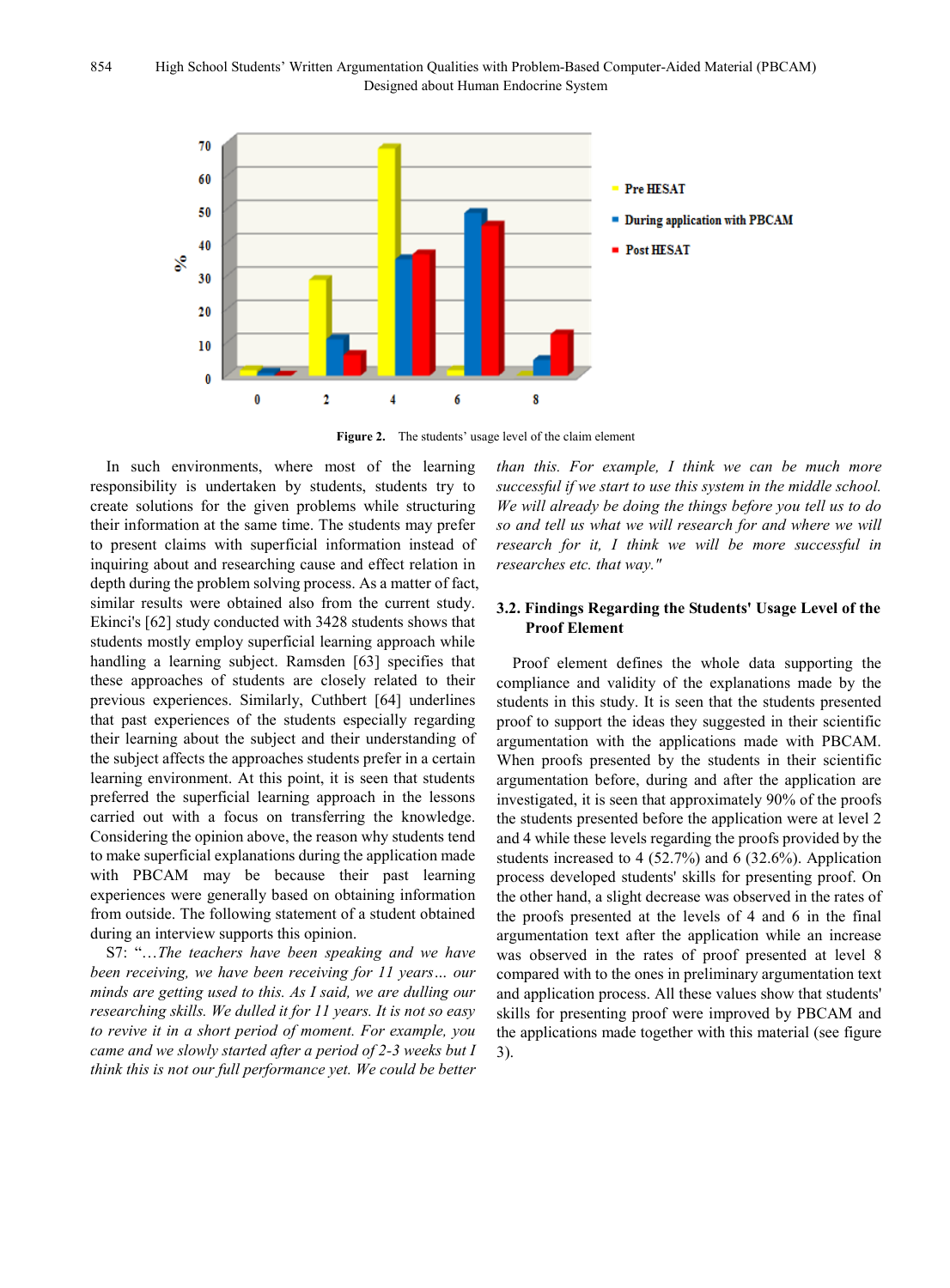Figure 2. The students' usage level of the claim element

In such environments, where most of the learning responsibility is undertaken by students, students try to create solutions for the given problems while structuring their information at the same time. The students may prefer to present claims with superficial information instead of inquiring about and researching cause and effect relation in depth during the problem solving process. As a matter of fact, similar results were obtained also from the current study. Ekinci's [62] study conducted with 3428 students shows that students mostly employ superficial learning approach while handling a learning subject. Ramsden [63] specifies that these approaches of students are closely related to their previous experiences. Similarly, Cuthbert [64] underlines that past experiences of the students especially regarding their learning about the subject and their understanding of the subject affects the approaches students prefer in a certain learning environment. At this point, it is seen that students preferred the superficial learning approach in the lessons carried out with a focus on transferring the knowledge. Considering the opinion above, the reason why students tend to make superficial explanations during the application made with PBCAM may be because their past learning experiences were generally based on obtaining information from outside. The following statement of a student obtained during an interview supports this opinion.

S7: "…*The teachers have been speaking and we have been receiving, we have been receiving for 11 years… our minds are getting used to this. As I said, we are dulling our researching skills. We dulled it for 11 years. It is not so easy to revive it in a short period of moment. For example, you came and we slowly started after a period of 2-3 weeks but I think this is not our full performance yet. We could be better than this. For example, I think we can be much more successful if we start to use this system in the middle school. We will already be doing the things before you tell us to do so and tell us what we will research for and where we will research for it, I think we will be more successful in researches etc. that way."*

### 3.2. Findings Regarding the Students' Usage Level of the Proof Element

Proof element defines the whole data supporting the compliance and validity of the explanations made by the students in this study. It is seen that the students presented proof to support the ideas they suggested in their scientific argumentation with the applications made with PBCAM. When proofs presented by the students in their scientific argumentation before, during and after the application are investigated, it is seen that approximately 90% of the proofs the students presented before the application were at level 2 and 4 while these levels regarding the proofs provided by the students increased to 4 (52.7%) and 6 (32.6%). Application process developed students' skills for presenting proof. On the other hand, a slight decrease was observed in the rates of the proofs presented at the levels of 4 and 6 in the final argumentation text after the application while an increase was observed in the rates of proof presented at level 8 compared with to the ones in preliminary argumentation text and application process. All these values show that students' skills for presenting proof were improved by PBCAM and the applications made together with this material (see figure 3).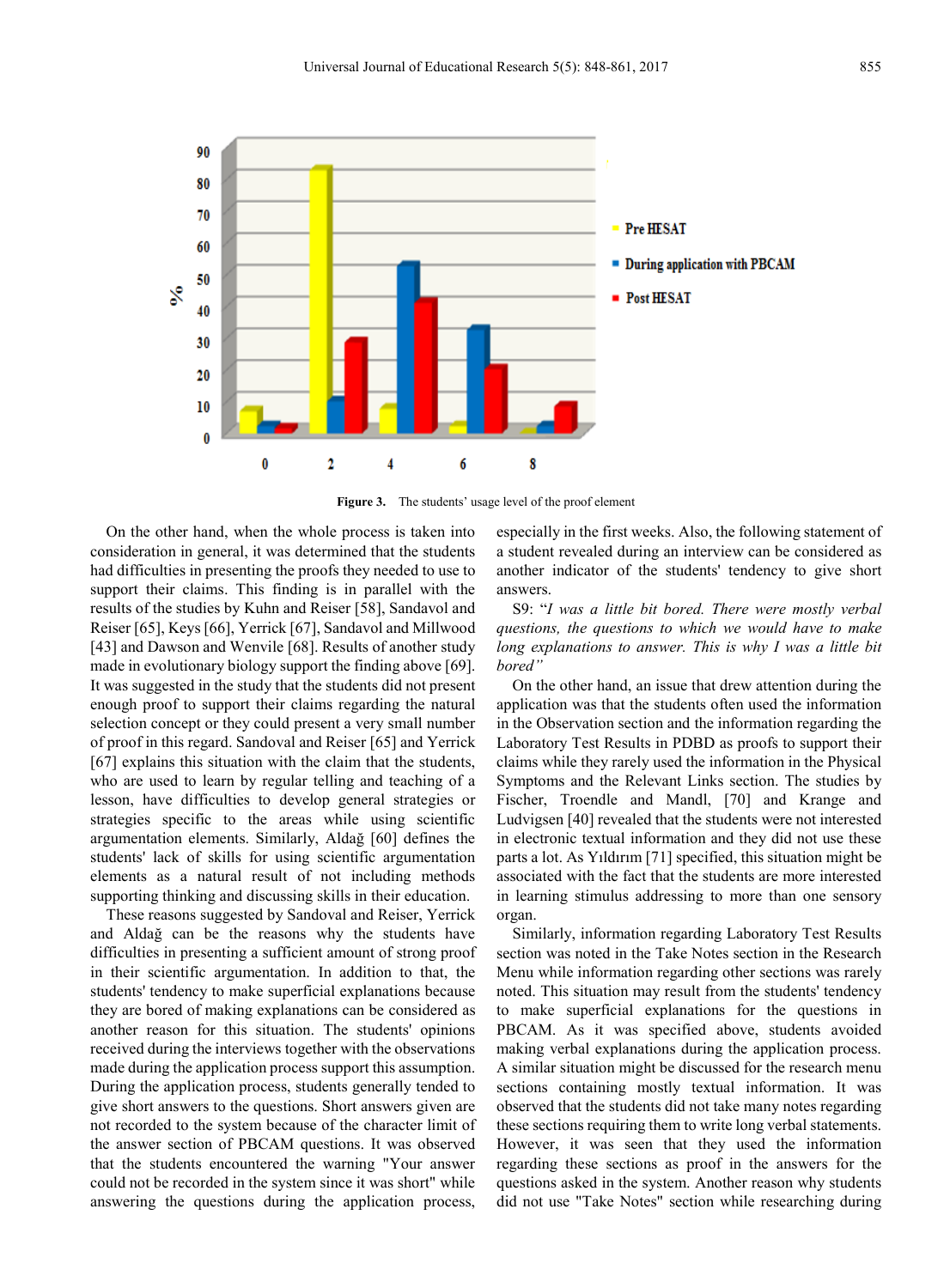**Figure 3.** The students' usage level of the proof element

On the other hand, when the whole process is taken into consideration in general, it was determined that the students had difficulties in presenting the proofs they needed to use to support their claims. This finding is in parallel with the results of the studies by Kuhn and Reiser [58], Sandavol and Reiser [65], Keys [66], Yerrick [67], Sandavol and Millwood [43] and Dawson and Wenvile [68]. Results of another study made in evolutionary biology support the finding above [69]. It was suggested in the study that the students did not present enough proof to support their claims regarding the natural selection concept or they could present a very small number of proof in this regard. Sandoval and Reiser [65] and Yerrick [67] explains this situation with the claim that the students, who are used to learn by regular telling and teaching of a lesson, have difficulties to develop general strategies or strategies specific to the areas while using scientific argumentation elements. Similarly, Aldağ [60] defines the students' lack of skills for using scientific argumentation elements as a natural result of not including methods supporting thinking and discussing skills in their education.

These reasons suggested by Sandoval and Reiser, Yerrick and Aldağ can be the reasons why the students have difficulties in presenting a sufficient amount of strong proof in their scientific argumentation. In addition to that, the students' tendency to make superficial explanations because they are bored of making explanations can be considered as another reason for this situation. The students' opinions received during the interviews together with the observations made during the application process support this assumption. During the application process, students generally tended to give short answers to the questions. Short answers given are not recorded to the system because of the character limit of the answer section of PBCAM questions. It was observed that the students encountered the warning "Your answer could not be recorded in the system since it was short" while answering the questions during the application process, especially in the first weeks. Also, the following statement of a student revealed during an interview can be considered as another indicator of the students' tendency to give short answers.

S9: "*I was a little bit bored. There were mostly verbal questions, the questions to which we would have to make long explanations to answer. This is why I was a little bit bored*"

On the other hand, an issue that drew attention during the application was that the students often used the information in the Observation section and the information regarding the Laboratory Test Results in PDBD as proofs to support their claims while they rarely used the information in the Physical Symptoms and the Relevant Links section. The studies by Fischer, Troendle and Mandl, [70] and Krange and Ludvigsen [40] revealed that the students were not interested in electronic textual information and they did not use these parts a lot. As Yıldırım [71] specified, this situation might be associated with the fact that the students are more interested in learning stimulus addressing to more than one sensory organ.

Similarly, information regarding Laboratory Test Results section was noted in the Take Notes section in the Research Menu while information regarding other sections was rarely noted. This situation may result from the students' tendency to make superficial explanations for the questions in PBCAM. As it was specified above, students avoided making verbal explanations during the application process. A similar situation might be discussed for the research menu sections containing mostly textual information. It was observed that the students did not take many notes regarding these sections requiring them to write long verbal statements. However, it was seen that they used the information regarding these sections as proof in the answers for the questions asked in the system. Another reason why students did not use "Take Notes" section while researching during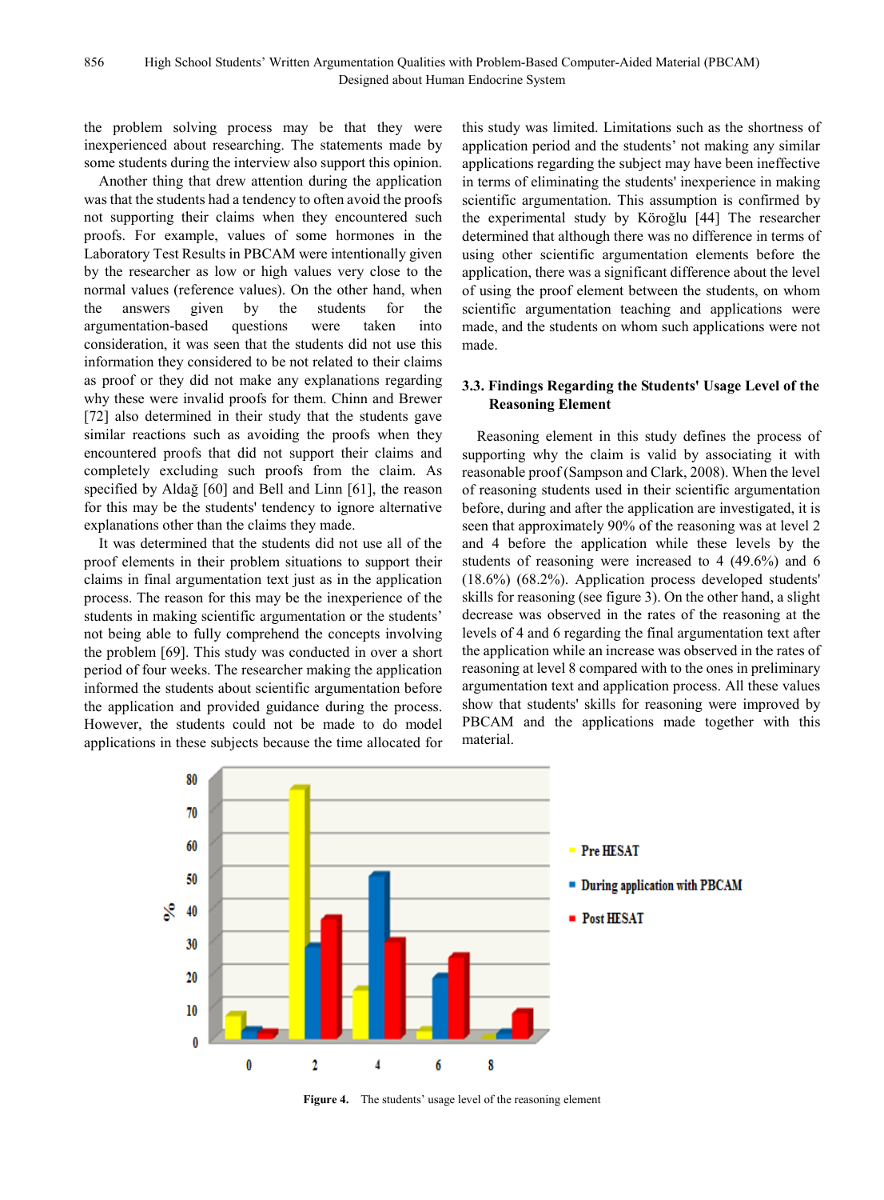the problem solving process may be that they were inexperienced about researching. The statements made by some students during the interview also support this opinion.

Another thing that drew attention during the application was that the students had a tendency to often avoid the proofs not supporting their claims when they encountered such proofs. For example, values of some hormones in the Laboratory Test Results in PBCAM were intentionally given by the researcher as low or high values very close to the normal values (reference values). On the other hand, when the answers given by the students for the argumentation-based questions were taken into consideration, it was seen that the students did not use this information they considered to be not related to their claims as proof or they did not make any explanations regarding why these were invalid proofs for them. Chinn and Brewer [72] also determined in their study that the students gave similar reactions such as avoiding the proofs when they encountered proofs that did not support their claims and completely excluding such proofs from the claim. As specified by Aldağ [60] and Bell and Linn [61], the reason for this may be the students' tendency to ignore alternative explanations other than the claims they made.

It was determined that the students did not use all of the proof elements in their problem situations to support their claims in final argumentation text just as in the application process. The reason for this may be the inexperience of the students in making scientific argumentation or the students' not being able to fully comprehend the concepts involving the problem [69]. This study was conducted in over a short period of four weeks. The researcher making the application informed the students about scientific argumentation before the application and provided guidance during the process. However, the students could not be made to do model applications in these subjects because the time allocated for this study was limited. Limitations such as the shortness of application period and the students' not making any similar applications regarding the subject may have been ineffective in terms of eliminating the students' inexperience in making scientific argumentation. This assumption is confirmed by the experimental study by Köroğlu [44] The researcher determined that although there was no difference in terms of using other scientific argumentation elements before the application, there was a significant difference about the level of using the proof element between the students, on whom scientific argumentation teaching and applications were made, and the students on whom such applications were not made.

### 3.3. Findings Regarding the Students' Usage Level of the Reasoning Element

Reasoning element in this study defines the process of supporting why the claim is valid by associating it with reasonable proof (Sampson and Clark, 2008). When the level of reasoning students used in their scientific argumentation before, during and after the application are investigated, it is seen that approximately 90% of the reasoning was at level 2 and 4 before the application while these levels by the students of reasoning were increased to 4 (49.6%) and 6 (18.6%) (68.2%). Application process developed students' skills for reasoning (see figure 3). On the other hand, a slight decrease was observed in the rates of the reasoning at the levels of 4 and 6 regarding the final argumentation text after the application while an increase was observed in the rates of reasoning at level 8 compared with to the ones in preliminary argumentation text and application process. All these values show that students' skills for reasoning were improved by PBCAM and the applications made together with this material.

**Figure 4.** The students' usage level of the reasoning element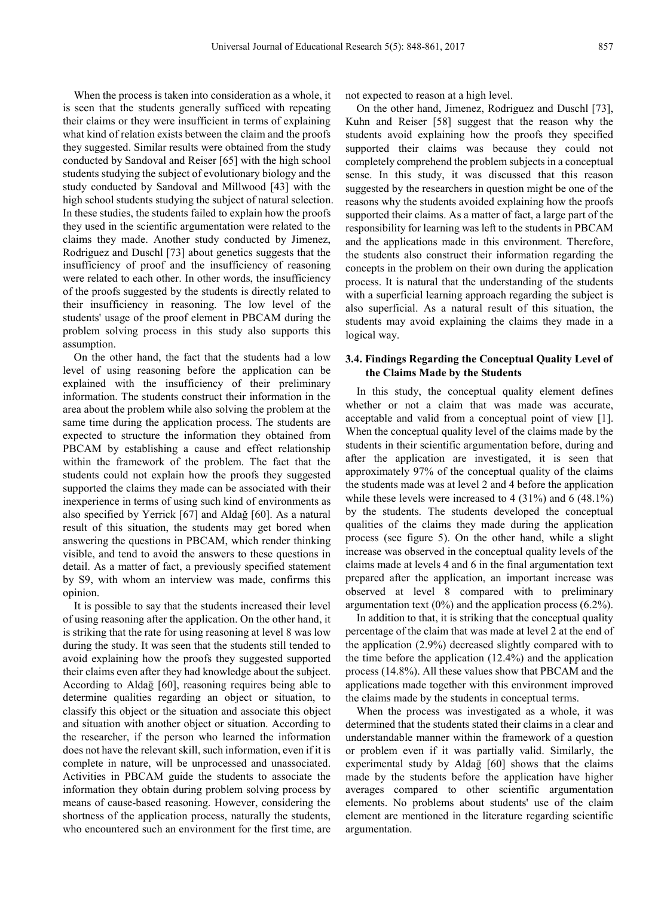When the process is taken into consideration as a whole, it is seen that the students generally sufficed with repeating their claims or they were insufficient in terms of explaining what kind of relation exists between the claim and the proofs they suggested. Similar results were obtained from the study conducted by Sandoval and Reiser [65] with the high school students studying the subject of evolutionary biology and the study conducted by Sandoval and Millwood [43] with the high school students studying the subject of natural selection. In these studies, the students failed to explain how the proofs they used in the scientific argumentation were related to the claims they made. Another study conducted by Jimenez, Rodriguez and Duschl [73] about genetics suggests that the insufficiency of proof and the insufficiency of reasoning were related to each other. In other words, the insufficiency of the proofs suggested by the students is directly related to their insufficiency in reasoning. The low level of the students' usage of the proof element in PBCAM during the problem solving process in this study also supports this assumption.

On the other hand, the fact that the students had a low level of using reasoning before the application can be explained with the insufficiency of their preliminary information. The students construct their information in the area about the problem while also solving the problem at the same time during the application process. The students are expected to structure the information they obtained from PBCAM by establishing a cause and effect relationship within the framework of the problem. The fact that the students could not explain how the proofs they suggested supported the claims they made can be associated with their inexperience in terms of using such kind of environments as also specified by Yerrick [67] and Aldağ [60]. As a natural result of this situation, the students may get bored when answering the questions in PBCAM, which render thinking visible, and tend to avoid the answers to these questions in detail. As a matter of fact, a previously specified statement by S9, with whom an interview was made, confirms this opinion.

It is possible to say that the students increased their level of using reasoning after the application. On the other hand, it is striking that the rate for using reasoning at level 8 was low during the study. It was seen that the students still tended to avoid explaining how the proofs they suggested supported their claims even after they had knowledge about the subject. According to Aldağ [60], reasoning requires being able to determine qualities regarding an object or situation, to classify this object or the situation and associate this object and situation with another object or situation. According to the researcher, if the person who learned the information does not have the relevant skill, such information, even if it is complete in nature, will be unprocessed and unassociated. Activities in PBCAM guide the students to associate the information they obtain during problem solving process by means of cause-based reasoning. However, considering the shortness of the application process, naturally the students, who encountered such an environment for the first time, are not expected to reason at a high level.

On the other hand, Jimenez, Rodriguez and Duschl [73], Kuhn and Reiser [58] suggest that the reason why the students avoid explaining how the proofs they specified supported their claims was because they could not completely comprehend the problem subjects in a conceptual sense. In this study, it was discussed that this reason suggested by the researchers in question might be one of the reasons why the students avoided explaining how the proofs supported their claims. As a matter of fact, a large part of the responsibility for learning was left to the students in PBCAM and the applications made in this environment. Therefore, the students also construct their information regarding the concepts in the problem on their own during the application process. It is natural that the understanding of the students with a superficial learning approach regarding the subject is also superficial. As a natural result of this situation, the students may avoid explaining the claims they made in a logical way.

### 3.4. Findings Regarding the Conceptual Quality Level of the Claims Made by the Students

In this study, the conceptual quality element defines whether or not a claim that was made was accurate, acceptable and valid from a conceptual point of view [1]. When the conceptual quality level of the claims made by the students in their scientific argumentation before, during and after the application are investigated, it is seen that approximately 97% of the conceptual quality of the claims the students made was at level 2 and 4 before the application while these levels were increased to 4 (31%) and 6 (48.1%) by the students. The students developed the conceptual qualities of the claims they made during the application process (see figure 5). On the other hand, while a slight increase was observed in the conceptual quality levels of the claims made at levels 4 and 6 in the final argumentation text prepared after the application, an important increase was observed at level 8 compared with to preliminary argumentation text (0%) and the application process (6.2%).

In addition to that, it is striking that the conceptual quality percentage of the claim that was made at level 2 at the end of the application (2.9%) decreased slightly compared with to the time before the application (12.4%) and the application process (14.8%). All these values show that PBCAM and the applications made together with this environment improved the claims made by the students in conceptual terms.

When the process was investigated as a whole, it was determined that the students stated their claims in a clear and understandable manner within the framework of a question or problem even if it was partially valid. Similarly, the experimental study by Aldağ [60] shows that the claims made by the students before the application have higher averages compared to other scientific argumentation elements. No problems about students' use of the claim element are mentioned in the literature regarding scientific argumentation.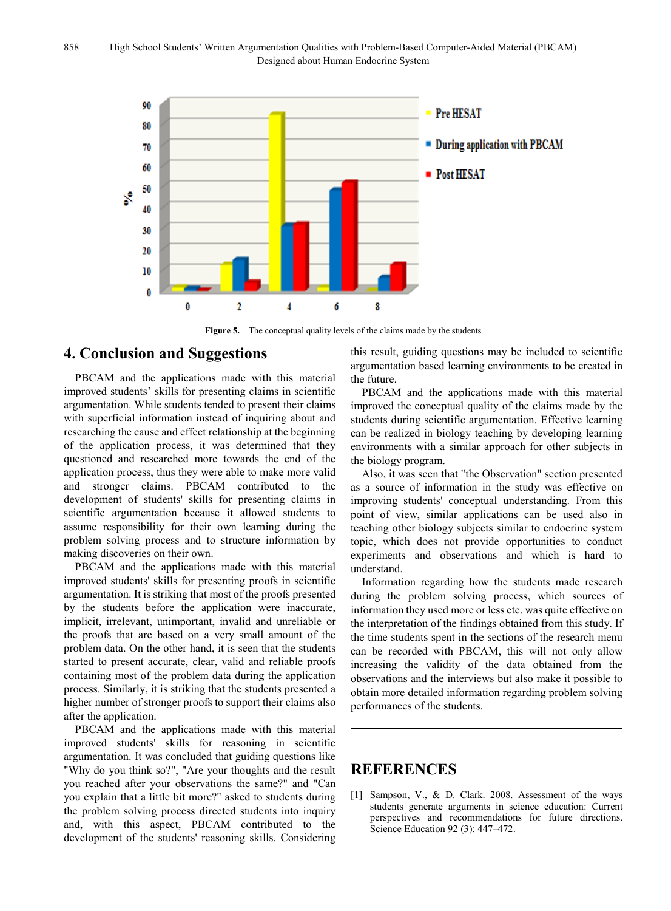**Figure 5.** The conceptual quality levels of the claims made by the students

## 4. Conclusion and Suggestions

PBCAM and the applications made with this material improved students' skills for presenting claims in scientific argumentation. While students tended to present their claims with superficial information instead of inquiring about and researching the cause and effect relationship at the beginning of the application process, it was determined that they questioned and researched more towards the end of the application process, thus they were able to make more valid and stronger claims. PBCAM contributed to the development of students' skills for presenting claims in scientific argumentation because it allowed students to assume responsibility for their own learning during the problem solving process and to structure information by making discoveries on their own.

PBCAM and the applications made with this material improved students' skills for presenting proofs in scientific argumentation. It is striking that most of the proofs presented by the students before the application were inaccurate, implicit, irrelevant, unimportant, invalid and unreliable or the proofs that are based on a very small amount of the problem data. On the other hand, it is seen that the students started to present accurate, clear, valid and reliable proofs containing most of the problem data during the application process. Similarly, it is striking that the students presented a higher number of stronger proofs to support their claims also after the application.

PBCAM and the applications made with this material improved students' skills for reasoning in scientific argumentation. It was concluded that guiding questions like "Why do you think so?", "Are your thoughts and the result you reached after your observations the same?" and "Can you explain that a little bit more?" asked to students during the problem solving process directed students into inquiry and, with this aspect, PBCAM contributed to the development of the students' reasoning skills. Considering this result, guiding questions may be included to scientific argumentation based learning environments to be created in the future.

PBCAM and the applications made with this material improved the conceptual quality of the claims made by the students during scientific argumentation. Effective learning can be realized in biology teaching by developing learning environments with a similar approach for other subjects in the biology program.

Also, it was seen that "the Observation" section presented as a source of information in the study was effective on improving students' conceptual understanding. From this point of view, similar applications can be used also in teaching other biology subjects similar to endocrine system topic, which does not provide opportunities to conduct experiments and observations and which is hard to understand.

Information regarding how the students made research during the problem solving process, which sources of information they used more or less etc. was quite effective on the interpretation of the findings obtained from this study. If the time students spent in the sections of the research menu can be recorded with PBCAM, this will not only allow increasing the validity of the data obtained from the observations and the interviews but also make it possible to obtain more detailed information regarding problem solving performances of the students.

## REFERENCES

[1] Sampson, V., & D. Clark. 2008. Assessment of the ways students generate arguments in science education: Current perspectives and recommendations for future directions. Science Education 92 (3): 447–472.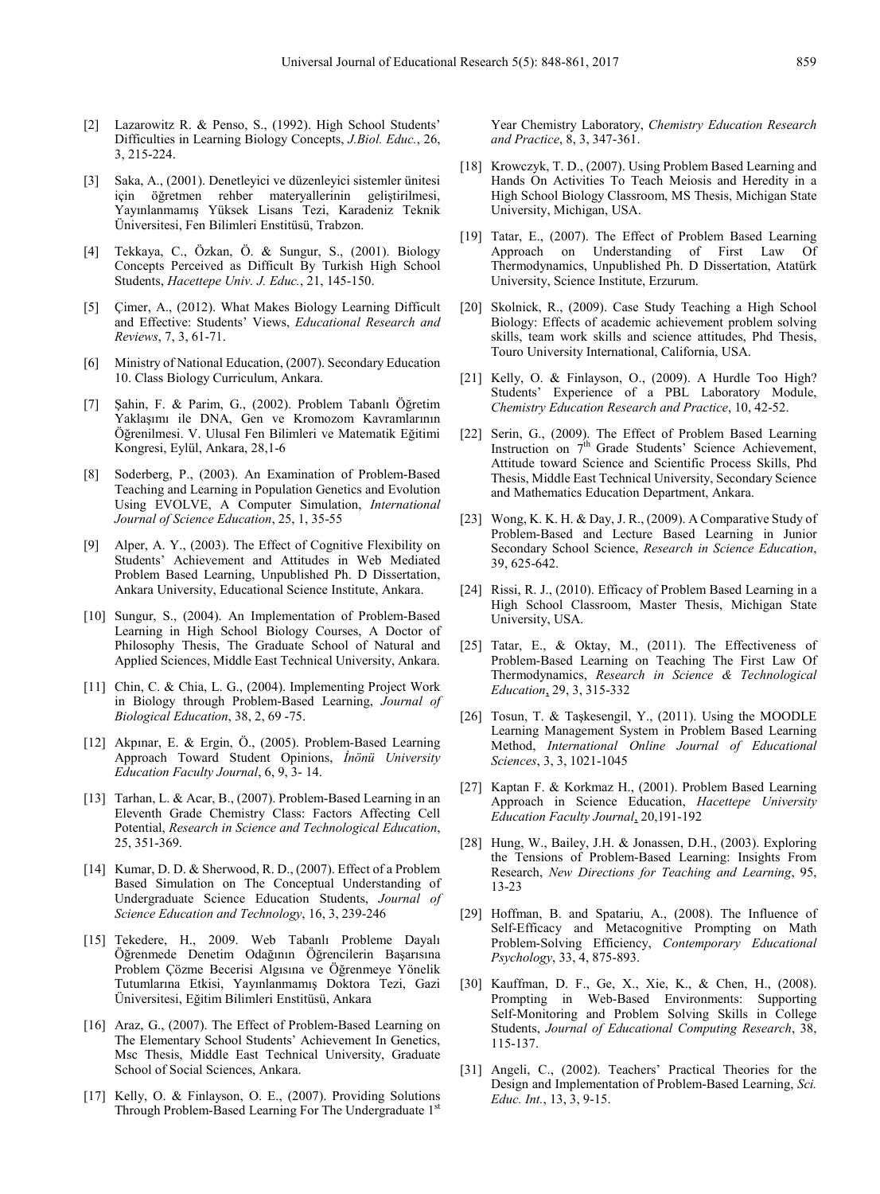[2] Lazarowitz R. & Penso, S., (1992). High School Students' Difficulties in Learning Biology Concepts, *J.Biol. Educ.*, 26, 3, 215-224.

[3] Saka, A., (2001). Denetleyici ve düzenleyici sistemler ünitesi için öğretmen rehber materyallerinin geliştirilmesi, Yayınlanmamış Yüksek Lisans Tezi, Karadeniz Teknik Üniversitesi, Fen Bilimleri Enstitüsü, Trabzon.

[4] Tekkaya, C., Özkan, Ö. & Sungur, S., (2001). Biology Concepts Perceived as Difficult By Turkish High School Students, *Hacettepe Univ. J. Educ.*, 21, 145-150.

[5] Çimer, A., (2012). What Makes Biology Learning Difficult and Effective: Students' Views, *Educational Research and Reviews*, 7, 3, 61-71.

[6] Ministry of National Education, (2007). Secondary Education 10. Class Biology Curriculum, Ankara.

[7] Şahin, F. & Parim, G., (2002). Problem Tabanlı Öğretim Yaklaşımı ile DNA, Gen ve Kromozom Kavramlarının Öğrenilmesi. V. Ulusal Fen Bilimleri ve Matematik Eğitimi Kongresi, Eylül, Ankara, 28,1-6

[8] Soderberg, P., (2003). An Examination of Problem-Based Teaching and Learning in Population Genetics and Evolution Using EVOLVE, A Computer Simulation, *International Journal of Science Education*, 25, 1, 35-55

[9] Alper, A. Y., (2003). The Effect of Cognitive Flexibility on Students' Achievement and Attitudes in Web Mediated Problem Based Learning, Unpublished Ph. D Dissertation, Ankara University, Educational Science Institute, Ankara.

[10] Sungur, S., (2004). An Implementation of Problem-Based Learning in High School Biology Courses, A Doctor of Philosophy Thesis, The Graduate School of Natural and Applied Sciences, Middle East Technical University, Ankara.

[11] Chin, C. & Chia, L. G., (2004). Implementing Project Work in Biology through Problem-Based Learning, *Journal of Biological Education*, 38, 2, 69 -75.

[12] Akpınar, E. & Ergin, Ö., (2005). Problem-Based Learning Approach Toward Student Opinions, *İnönü University Education Faculty Journal*, 6, 9, 3- 14.

[13] Tarhan, L. & Acar, B., (2007). Problem-Based Learning in an Eleventh Grade Chemistry Class: Factors Affecting Cell Potential, *Research in Science and Technological Education*, 25, 351-369.

[14] Kumar, D. D. & Sherwood, R. D., (2007). Effect of a Problem Based Simulation on The Conceptual Understanding of Undergraduate Science Education Students, *Journal of Science Education and Technology*, 16, 3, 239-246

[15] Tekedere, H., 2009. Web Tabanlı Probleme Dayalı Öğrenmede Denetim Odağının Öğrencilerin Başarısına Problem Çözme Becerisi Algısına ve Öğrenmeye Yönelik Tutumlarına Etkisi, Yayınlanmamış Doktora Tezi, Gazi Üniversitesi, Eğitim Bilimleri Enstitüsü, Ankara

[16] Araz, G., (2007). The Effect of Problem-Based Learning on The Elementary School Students' Achievement In Genetics, Msc Thesis, Middle East Technical University, Graduate School of Social Sciences, Ankara.

[17] Kelly, O. & Finlayson, O. E., (2007). Providing Solutions Through Problem-Based Learning For The Undergraduate 1st Year Chemistry Laboratory, *Chemistry Education Research and Practice*, 8, 3, 347-361.

[18] Krowczyk, T. D., (2007). Using Problem Based Learning and Hands On Activities To Teach Meiosis and Heredity in a High School Biology Classroom, MS Thesis, Michigan State University, Michigan, USA.

[19] Tatar, E., (2007). The Effect of Problem Based Learning Approach on Understanding of First Law Of Thermodynamics, Unpublished Ph. D Dissertation, Atatürk University, Science Institute, Erzurum.

[20] Skolnick, R., (2009). Case Study Teaching a High School Biology: Effects of academic achievement problem solving skills, team work skills and science attitudes, Phd Thesis, Touro University International, California, USA.

[21] Kelly, O. & Finlayson, O., (2009). A Hurdle Too High? Students' Experience of a PBL Laboratory Module, *Chemistry Education Research and Practice*, 10, 42-52.

[22] Serin, G., (2009). The Effect of Problem Based Learning Instruction on 7th Grade Students' Science Achievement, Attitude toward Science and Scientific Process Skills, Phd Thesis, Middle East Technical University, Secondary Science and Mathematics Education Department, Ankara.

[23] Wong, K. K. H. & Day, J. R., (2009). A Comparative Study of Problem-Based and Lecture Based Learning in Junior Secondary School Science, *Research in Science Education*, 39, 625-642.

[24] Rissi, R. J., (2010). Efficacy of Problem Based Learning in a High School Classroom, Master Thesis, Michigan State University, USA.

[25] Tatar, E., & Oktay, M., (2011). The Effectiveness of Problem-Based Learning on Teaching The First Law Of Thermodynamics, *Research in Science & Technological Education*, 29, 3, 315-332

[26] Tosun, T. & Taşkesengil, Y., (2011). Using the MOODLE Learning Management System in Problem Based Learning Method, *International Online Journal of Educational Sciences*, 3, 3, 1021-1045

[27] Kaptan F. & Korkmaz H., (2001). Problem Based Learning Approach in Science Education, *Hacettepe University Education Faculty Journal*, 20,191-192

[28] Hung, W., Bailey, J.H. & Jonassen, D.H., (2003). Exploring the Tensions of Problem-Based Learning: Insights From Research, *New Directions for Teaching and Learning*, 95, 13-23

[29] Hoffman, B. and Spatariu, A., (2008). The Influence of Self-Efficacy and Metacognitive Prompting on Math Problem-Solving Efficiency, *Contemporary Educational Psychology*, 33, 4, 875-893.

[30] Kauffman, D. F., Ge, X., Xie, K., & Chen, H., (2008). Prompting in Web-Based Environments: Supporting Self-Monitoring and Problem Solving Skills in College Students, *Journal of Educational Computing Research*, 38, 115-137.

[31] Angeli, C., (2002). Teachers' Practical Theories for the Design and Implementation of Problem-Based Learning, *Sci. Educ. Int.*, 13, 3, 9-15.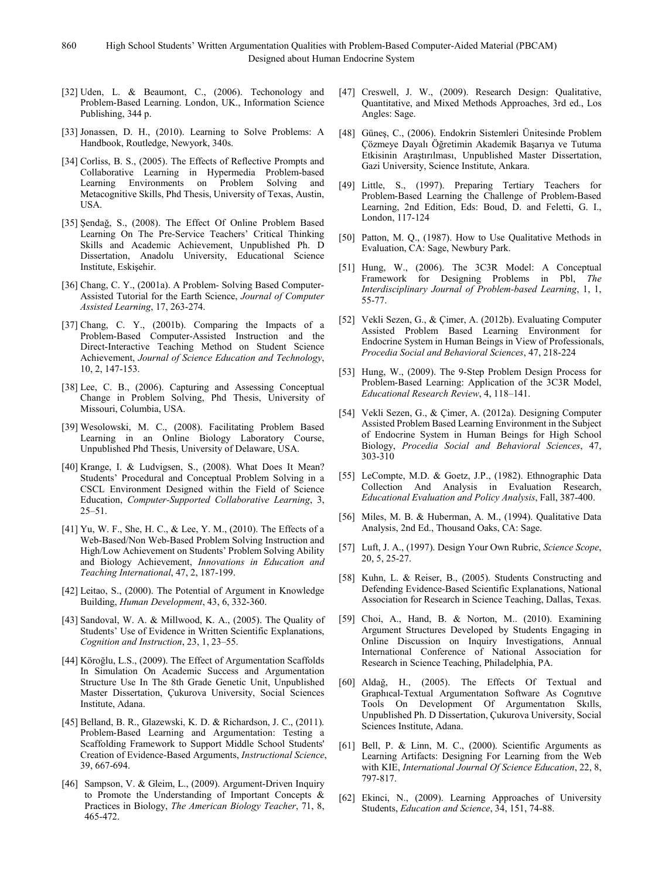[32] Uden, L. & Beaumont, C., (2006). Techonology and Problem-Based Learning. London, UK., Information Science Publishing, 344 p.

[33] Jonassen, D. H., (2010). Learning to Solve Problems: A Handbook, Routledge, Newyork, 340s.

[34] Corliss, B. S., (2005). The Effects of Reflective Prompts and Collaborative Learning in Hypermedia Problem-based Learning Environments on Problem Solving and Metacognitive Skills, Phd Thesis, University of Texas, Austin, USA.

[35] Şendağ, S., (2008). The Effect Of Online Problem Based Learning On The Pre-Service Teachers' Critical Thinking Skills and Academic Achievement, Unpublished Ph. D Dissertation, Anadolu University, Educational Science Institute, Eskişehir.

[36] Chang, C. Y., (2001a). A Problem- Solving Based Computer-Assisted Tutorial for the Earth Science, *Journal of Computer Assisted Learning*, 17, 263-274.

[37] Chang, C. Y., (2001b). Comparing the Impacts of a Problem-Based Computer-Assisted Instruction and the Direct-Interactive Teaching Method on Student Science Achievement, *Journal of Science Education and Technology*, 10, 2, 147-153.

[38] Lee, C. B., (2006). Capturing and Assessing Conceptual Change in Problem Solving, Phd Thesis, University of Missouri, Columbia, USA.

[39] Wesolowski, M. C., (2008). Facilitating Problem Based Learning in an Online Biology Laboratory Course, Unpublished Phd Thesis, University of Delaware, USA.

[40] Krange, I. & Ludvigsen, S., (2008). What Does It Mean? Students' Procedural and Conceptual Problem Solving in a CSCL Environment Designed within the Field of Science Education, *Computer-Supported Collaborative Learning*, 3, 25–51.

[41] Yu, W. F., She, H. C., & Lee, Y. M., (2010). The Effects of a Web-Based/Non Web-Based Problem Solving Instruction and High/Low Achievement on Students' Problem Solving Ability and Biology Achievement, *Innovations in Education and Teaching International*, 47, 2, 187-199.

[42] Leitao, S., (2000). The Potential of Argument in Knowledge Building, *Human Development*, 43, 6, 332-360.

[43] Sandoval, W. A. & Millwood, K. A., (2005). The Quality of Students' Use of Evidence in Written Scientific Explanations, *Cognition and Instruction*, 23, 1, 23–55.

[44] Köroğlu, L.S., (2009). The Effect of Argumentation Scaffolds In Simulation On Academic Success and Argumentation Structure Use In The 8th Grade Genetic Unit, Unpublished Master Dissertation, Çukurova University, Social Sciences Institute, Adana.

[45] Belland, B. R., Glazewski, K. D. & Richardson, J. C., (2011). Problem-Based Learning and Argumentation: Testing a Scaffolding Framework to Support Middle School Students' Creation of Evidence-Based Arguments, *Instructional Science*, 39, 667-694.

[46] Sampson, V. & Gleim, L., (2009). Argument-Driven Inquiry to Promote the Understanding of Important Concepts & Practices in Biology, *The American Biology Teacher*, 71, 8, 465-472.

[47] Creswell, J. W., (2009). Research Design: Qualitative, Quantitative, and Mixed Methods Approaches, 3rd ed., Los Angles: Sage.

[48] Güneş, C., (2006). Endokrin Sistemleri Ünitesinde Problem Çözmeye Dayalı Öğretimin Akademik Başarıya ve Tutuma Etkisinin Araştırılması, Unpublished Master Dissertation, Gazi University, Science Institute, Ankara.

[49] Little, S., (1997). Preparing Tertiary Teachers for Problem-Based Learning the Challenge of Problem-Based Learning, 2nd Edition, Eds: Boud, D. and Feletti, G. I., London, 117-124

[50] Patton, M. Q., (1987). How to Use Qualitative Methods in Evaluation, CA: Sage, Newbury Park.

[51] Hung, W., (2006). The 3C3R Model: A Conceptual Framework for Designing Problems in Pbl, *The Interdisciplinary Journal of Problem-based Learning*, 1, 1, 55-77.

[52] Vekli Sezen, G., & Çimer, A. (2012b). Evaluating Computer Assisted Problem Based Learning Environment for Endocrine System in Human Beings in View of Professionals, *Procedia Social and Behavioral Sciences*, 47, 218-224

[53] Hung, W., (2009). The 9-Step Problem Design Process for Problem-Based Learning: Application of the 3C3R Model, *Educational Research Review*, 4, 118–141.

[54] Vekli Sezen, G., & Çimer, A. (2012a). Designing Computer Assisted Problem Based Learning Environment in the Subject of Endocrine System in Human Beings for High School Biology, *Procedia Social and Behavioral Sciences*, 47, 303-310

[55] LeCompte, M.D. & Goetz, J.P., (1982). Ethnographic Data Collection And Analysis in Evaluation Research, *Educational Evaluation and Policy Analysis*, Fall, 387-400.

[56] Miles, M. B. & Huberman, A. M., (1994). Qualitative Data Analysis, 2nd Ed., Thousand Oaks, CA: Sage.

[57] Luft, J. A., (1997). Design Your Own Rubric, *Science Scope*, 20, 5, 25-27.

[58] Kuhn, L. & Reiser, B., (2005). Students Constructing and Defending Evidence-Based Scientific Explanations, National Association for Research in Science Teaching, Dallas, Texas.

[59] Choi, A., Hand, B. & Norton, M.. (2010). Examining Argument Structures Developed by Students Engaging in Online Discussion on Inquiry Investigations, Annual International Conference of National Association for Research in Science Teaching, Philadelphia, PA.

[60] Aldağ, H., (2005). The Effects Of Textual and Graphıcal-Textual Argumentatıon Software As Cognıtıve Tools On Development Of Argumentatıon Skılls, Unpublished Ph. D Dissertation, Çukurova University, Social Sciences Institute, Adana.

[61] Bell, P. & Linn, M. C., (2000). Scientific Arguments as Learning Artifacts: Designing For Learning from the Web with KIE, *International Journal Of Science Education*, 22, 8, 797-817.

[62] Ekinci, N., (2009). Learning Approaches of University Students, *Education and Science*, 34, 151, 74-88.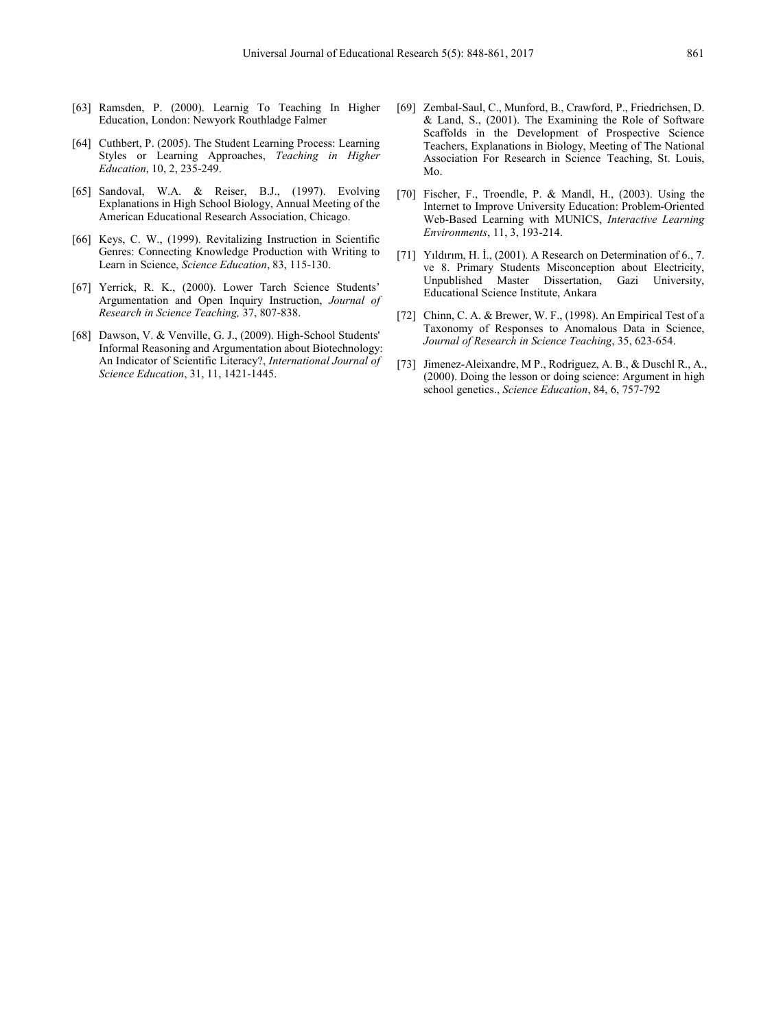[63] Ramsden, P. (2000). Learnig To Teaching In Higher Education, London: Newyork Routhladge Falmer

[64] Cuthbert, P. (2005). The Student Learning Process: Learning Styles or Learning Approaches, *Teaching in Higher Education*, 10, 2, 235-249.

[65] Sandoval, W.A. & Reiser, B.J., (1997). Evolving Explanations in High School Biology, Annual Meeting of the American Educational Research Association, Chicago.

[66] Keys, C. W., (1999). Revitalizing Instruction in Scientific Genres: Connecting Knowledge Production with Writing to Learn in Science, *Science Education*, 83, 115-130.

[67] Yerrick, R. K., (2000). Lower Tarch Science Students' Argumentation and Open Inquiry Instruction, *Journal of Research in Science Teaching,* 37, 807-838.

[68] Dawson, V. & Venville, G. J., (2009). High-School Students' Informal Reasoning and Argumentation about Biotechnology: An Indicator of Scientific Literacy?, *International Journal of Science Education*, 31, 11, 1421-1445.

[69] Zembal-Saul, C., Munford, B., Crawford, P., Friedrichsen, D. & Land, S., (2001). The Examining the Role of Software Scaffolds in the Development of Prospective Science Teachers, Explanations in Biology, Meeting of The National Association For Research in Science Teaching, St. Louis, Mo.

[70] Fischer, F., Troendle, P. & Mandl, H., (2003). Using the Internet to Improve University Education: Problem-Oriented Web-Based Learning with MUNICS, *Interactive Learning Environments*, 11, 3, 193-214.

[71] Yıldırım, H. İ., (2001). A Research on Determination of 6., 7. ve 8. Primary Students Misconception about Electricity, Unpublished Master Dissertation, Gazi University, Educational Science Institute, Ankara

[72] Chinn, C. A. & Brewer, W. F., (1998). An Empirical Test of a Taxonomy of Responses to Anomalous Data in Science, *Journal of Research in Science Teaching*, 35, 623-654.

[73] Jimenez-Aleixandre, M P., Rodriguez, A. B., & Duschl R., A., (2000). Doing the lesson or doing science: Argument in high school genetics., *Science Education*, 84, 6, 757-792